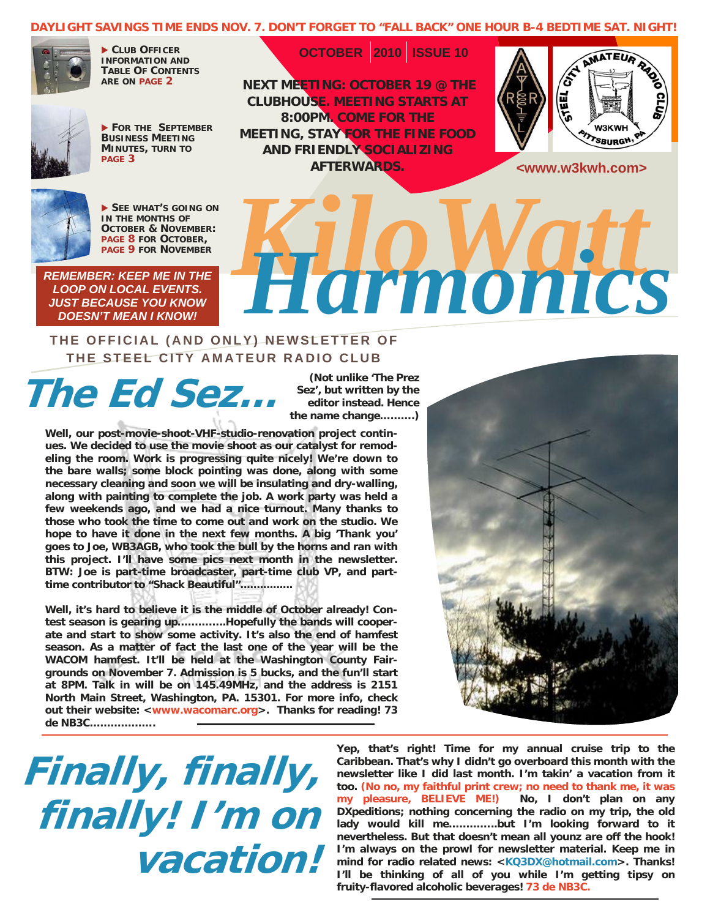**DAYLIGHT SAVINGS TIME ENDS NOV. 7. DON'T FORGET TO "FALL BACK" ONE HOUR B-4 BEDTIME SAT. NIGHT!**

▶ **CLUB OFFICER INFORMATION AND TABLE OF CONTENTS ARE ON PAGE 2**

▶ **FOR THE SEPTEMBER BUSINESS MEETING MINUTES, TURN TO PAGE 3**

▶ **SEE WHAT'S GOING ON IN THE MONTHS OF OCTOBER & NOVEMBER: PAGE 8 FOR OCTOBER, PAGE 9 FOR NOVEMBER**

**OCTOBER | 2010 | ISSUE 10**

**NEXT MEETING: OCTOBER 19 @ THE CLUBHOUSE. MEETING STARTS AT 8:00PM. COME FOR THE MEETING, STAY FOR THE FINE FOOD AND FRIENDLY SOCIALIZING AFTERWARDS.**

STEEL CITY AMATEUR RADIO CLUB W3KWH PITTSBURGH, PA

<www.w3kwh.com>

***REMEMBER: KEEP ME IN THE LOOP ON LOCAL EVENTS. JUST BECAUSE YOU KNOW DOESN'T MEAN I KNOW!***

# *KiloWatt Harmonics*

**THE OFFICIAL (AND ONLY) NEWSLETTER OF THE STEEL CITY AMATEUR RADIO CLUB**

## The Ed Sez...

**(Not unlike 'The Prez Sez', but written by the editor instead. Hence the name change..........)**

**Well, our post-movie-shoot-VHF-studio-renovation project continues. We decided to use the movie shoot as our catalyst for remodeling the room. Work is progressing quite nicely! We're down to the bare walls; some block pointing was done, along with some necessary cleaning and soon we will be insulating and dry-walling, along with painting to complete the job. A work party was held a few weekends ago, and we had a nice turnout. Many thanks to those who took the time to come out and work on the studio. We hope to have it done in the next few months. A big 'Thank you' goes to Joe, WB3AGB, who took the bull by the horns and ran with this project. I'll have some pics next month in the newsletter. BTW: Joe is part-time broadcaster, part-time club VP, and part-time contributor to "Shack Beautiful"...............**

**Well, it's hard to believe it is the middle of October already! Contest season is gearing up.............Hopefully the bands will cooperate and start to show some activity. It's also the end of hamfest season. As a matter of fact the last one of the year will be the WACOM hamfest. It'll be held at the Washington County Fairgrounds on November 7. Admission is 5 bucks, and the fun'll start at 8PM. Talk in will be on 145.49MHz, and the address is 2151 North Main Street, Washington, PA. 15301. For more info, check out their website: <www.wacomarc.org>. Thanks for reading! 73 de NB3C..................**

## Finally, finally, finally! I'm on vacation!

**Yep, that's right! Time for my annual cruise trip to the Caribbean. That's why I didn't go overboard this month with the newsletter like I did last month. I'm takin' a vacation from it too. (No no, my faithful print crew; no need to thank me, it was my pleasure, BELIEVE ME!) No, I don't plan on any DXpeditions; nothing concerning the radio on my trip, the old lady would kill me.............but I'm looking forward to it nevertheless. But that doesn't mean all younz are off the hook! I'm always on the prowl for newsletter material. Keep me in mind for radio related news: <KQ3DX@hotmail.com>. Thanks! I'll be thinking of all of you while I'm getting tipsy on fruity-flavored alcoholic beverages! 73 de NB3C.**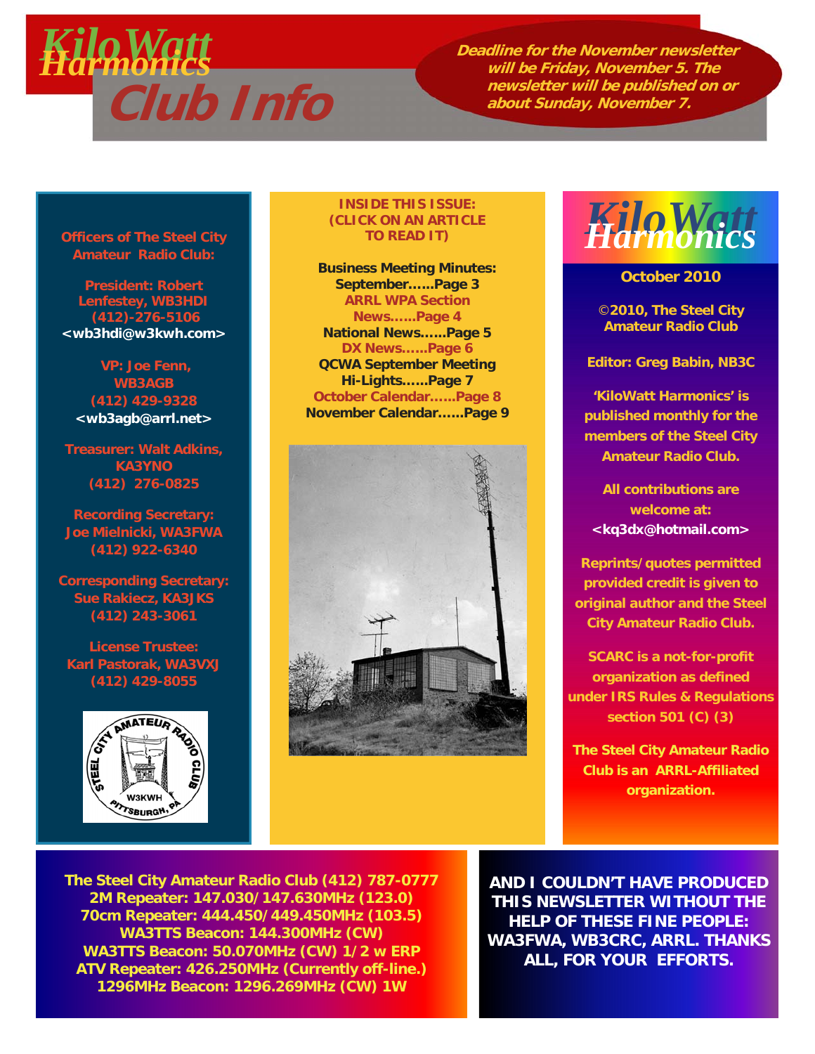# KiloWatt Harmonics Club Info

**Deadline for the November newsletter will be Friday, November 5. The newsletter will be published on or about Sunday, November 7.**

## Officers of The Steel City Amateur Radio Club:

**President: Robert Lenfestey, WB3HDI**
(412)-276-5106
<wb3hdi@w3kwh.com>

**VP: Joe Fenn, WB3AGB**
(412) 429-9328
<wb3agb@arrl.net>

**Treasurer: Walt Adkins, KA3YNO**
(412) 276-0825

**Recording Secretary: Joe Mielnicki, WA3FWA**
(412) 922-6340

**Corresponding Secretary: Sue Rakiecz, KA3JKS**
(412) 243-3061

**License Trustee: Karl Pastorak, WA3VXJ**
(412) 429-8055

## INSIDE THIS ISSUE: (CLICK ON AN ARTICLE TO READ IT)

- Business Meeting Minutes: September......Page 3
- ARRL WPA Section News......Page 4
- National News......Page 5
- DX News......Page 6
- QCWA September Meeting Hi-Lights......Page 7
- October Calendar......Page 8
- November Calendar......Page 9

## KiloWatt Harmonics

**October 2010**

©2010, The Steel City Amateur Radio Club

Editor: Greg Babin, NB3C

'KiloWatt Harmonics' is published monthly for the members of the Steel City Amateur Radio Club.

All contributions are welcome at: <kq3dx@hotmail.com>

Reprints/quotes permitted provided credit is given to original author and the Steel City Amateur Radio Club.

SCARC is a not-for-profit organization as defined under IRS Rules & Regulations section 501 (C) (3)

The Steel City Amateur Radio Club is an ARRL-Affiliated organization.

---

The Steel City Amateur Radio Club (412) 787-0777
2M Repeater: 147.030/147.630MHz (123.0)
70cm Repeater: 444.450/449.450MHz (103.5)
WA3TTS Beacon: 144.300MHz (CW)
WA3TTS Beacon: 50.070MHz (CW) 1/2 w ERP
ATV Repeater: 426.250MHz (Currently off-line.)
1296MHz Beacon: 1296.269MHz (CW) 1W

**AND I COULDN'T HAVE PRODUCED THIS NEWSLETTER WITHOUT THE HELP OF THESE FINE PEOPLE: WA3FWA, WB3CRC, ARRL. THANKS ALL, FOR YOUR EFFORTS.**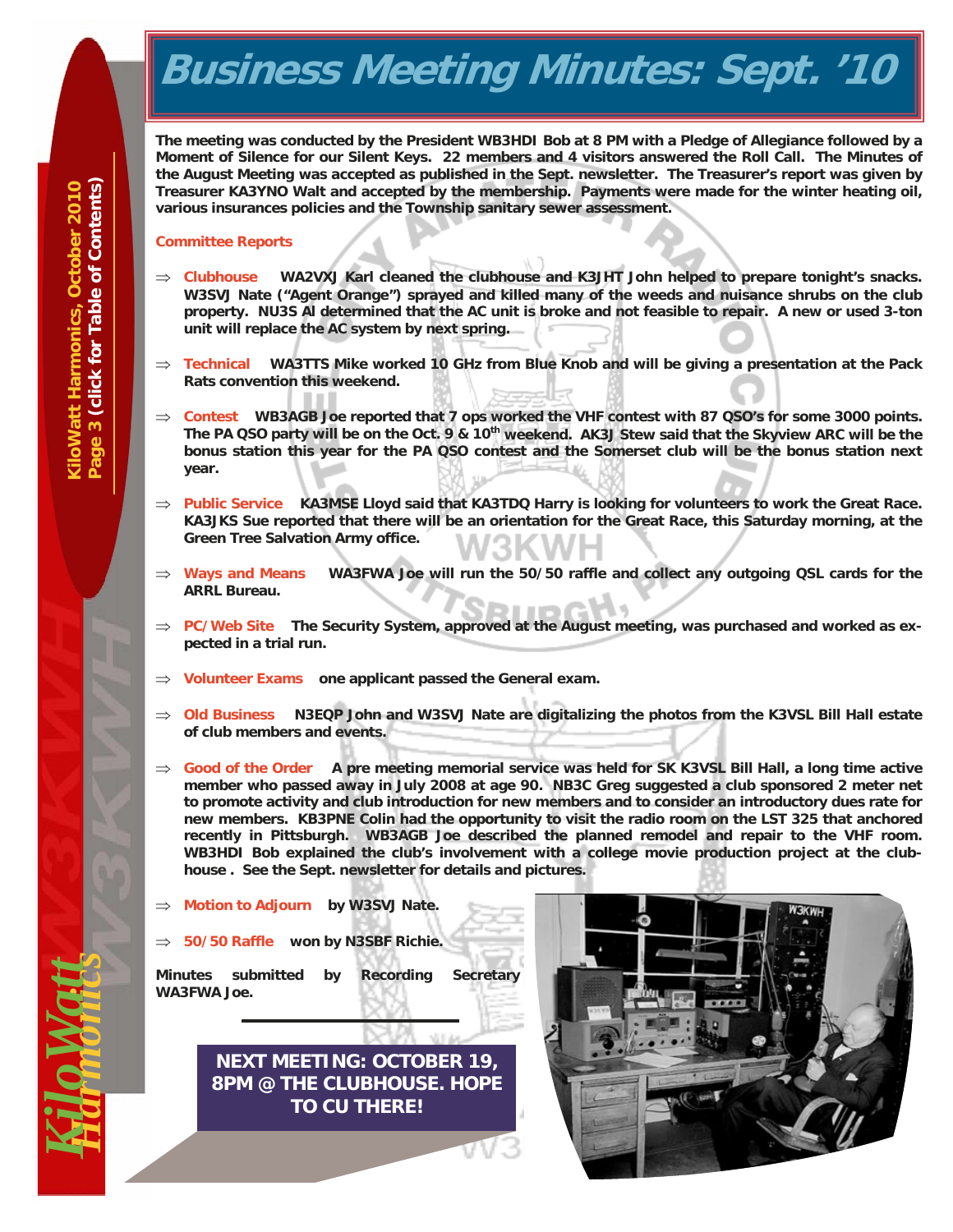# Business Meeting Minutes: Sept. '10

**The meeting was conducted by the President WB3HDI Bob at 8 PM with a Pledge of Allegiance followed by a Moment of Silence for our Silent Keys. 22 members and 4 visitors answered the Roll Call. The Minutes of the August Meeting was accepted as published in the Sept. newsletter. The Treasurer's report was given by Treasurer KA3YNO Walt and accepted by the membership. Payments were made for the winter heating oil, various insurances policies and the Township sanitary sewer assessment.**

## Committee Reports

- ⇒ **Clubhouse** **WA2VXJ Karl cleaned the clubhouse and K3JHT John helped to prepare tonight's snacks. W3SVJ Nate ("Agent Orange") sprayed and killed many of the weeds and nuisance shrubs on the club property. NU3S Al determined that the AC unit is broke and not feasible to repair. A new or used 3-ton unit will replace the AC system by next spring.**
- ⇒ **Technical** **WA3TTS Mike worked 10 GHz from Blue Knob and will be giving a presentation at the Pack Rats convention this weekend.**
- ⇒ **Contest** **WB3AGB Joe reported that 7 ops worked the VHF contest with 87 QSO's for some 3000 points. The PA QSO party will be on the Oct. 9 & 10th weekend. AK3J Stew said that the Skyview ARC will be the bonus station this year for the PA QSO contest and the Somerset club will be the bonus station next year.**
- ⇒ **Public Service** **KA3MSE Lloyd said that KA3TDQ Harry is looking for volunteers to work the Great Race. KA3JKS Sue reported that there will be an orientation for the Great Race, this Saturday morning, at the Green Tree Salvation Army office.**
- ⇒ **Ways and Means** **WA3FWA Joe will run the 50/50 raffle and collect any outgoing QSL cards for the ARRL Bureau.**
- ⇒ **PC/Web Site** **The Security System, approved at the August meeting, was purchased and worked as expected in a trial run.**
- ⇒ **Volunteer Exams** **one applicant passed the General exam.**
- ⇒ **Old Business** **N3EQP John and W3SVJ Nate are digitalizing the photos from the K3VSL Bill Hall estate of club members and events.**
- ⇒ **Good of the Order** **A pre meeting memorial service was held for SK K3VSL Bill Hall, a long time active member who passed away in July 2008 at age 90. NB3C Greg suggested a club sponsored 2 meter net to promote activity and club introduction for new members and to consider an introductory dues rate for new members. KB3PNE Colin had the opportunity to visit the radio room on the LST 325 that anchored recently in Pittsburgh. WB3AGB Joe described the planned remodel and repair to the VHF room. WB3HDI Bob explained the club's involvement with a college movie production project at the clubhouse . See the Sept. newsletter for details and pictures.**
- ⇒ **Motion to Adjourn** **by W3SVJ Nate.**
- ⇒ **50/50 Raffle** **won by N3SBF Richie.**

**Minutes submitted by Recording Secretary WA3FWA Joe.**

**NEXT MEETING: OCTOBER 19, 8PM @ THE CLUBHOUSE. HOPE TO CU THERE!**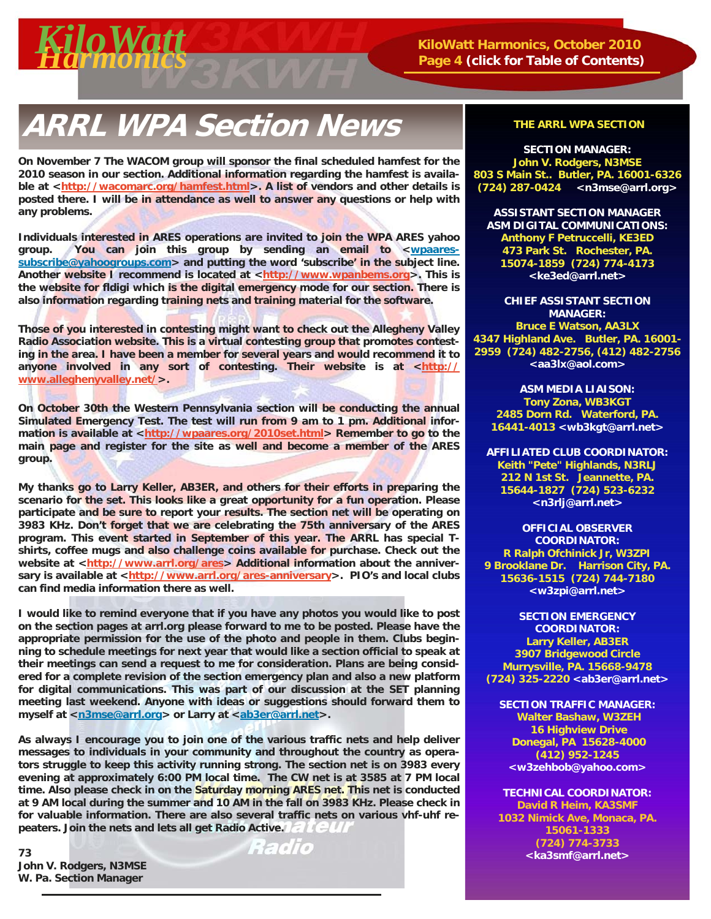# ARRL WPA Section News

On November 7 The WACOM group will sponsor the final scheduled hamfest for the 2010 season in our section. Additional information regarding the hamfest is available at <http://wacomarc.org/hamfest.html>. A list of vendors and other details is posted there. I will be in attendance as well to answer any questions or help with any problems.

Individuals interested in ARES operations are invited to join the WPA ARES yahoo group. You can join this group by sending an email to <wpaares-subscribe@yahoogroups.com> and putting the word 'subscribe' in the subject line. Another website I recommend is located at <http://www.wpanbems.org>. This is the website for fldigi which is the digital emergency mode for our section. There is also information regarding training nets and training material for the software.

Those of you interested in contesting might want to check out the Allegheny Valley Radio Association website. This is a virtual contesting group that promotes contesting in the area. I have been a member for several years and would recommend it to anyone involved in any sort of contesting. Their website is at <http://www.alleghenyvalley.net/>.

On October 30th the Western Pennsylvania section will be conducting the annual Simulated Emergency Test. The test will run from 9 am to 1 pm. Additional information is available at <http://wpaares.org/2010set.html> Remember to go to the main page and register for the site as well and become a member of the ARES group.

My thanks go to Larry Keller, AB3ER, and others for their efforts in preparing the scenario for the set. This looks like a great opportunity for a fun operation. Please participate and be sure to report your results. The section net will be operating on 3983 KHz. Don't forget that we are celebrating the 75th anniversary of the ARES program. This event started in September of this year. The ARRL has special T-shirts, coffee mugs and also challenge coins available for purchase. Check out the website at <http://www.arrl.org/ares> Additional information about the anniversary is available at <http://www.arrl.org/ares-anniversary>. PIO's and local clubs can find media information there as well.

I would like to remind everyone that if you have any photos you would like to post on the section pages at arrl.org please forward to me to be posted. Please have the appropriate permission for the use of the photo and people in them. Clubs beginning to schedule meetings for next year that would like a section official to speak at their meetings can send a request to me for consideration. Plans are being considered for a complete revision of the section emergency plan and also a new platform for digital communications. This was part of our discussion at the SET planning meeting last weekend. Anyone with ideas or suggestions should forward them to myself at <n3mse@arrl.org> or Larry at <ab3er@arrl.net>.

As always I encourage you to join one of the various traffic nets and help deliver messages to individuals in your community and throughout the country as operators struggle to keep this activity running strong. The section net is on 3983 every evening at approximately 6:00 PM local time. The CW net is at 3585 at 7 PM local time. Also please check in on the Saturday morning ARES net. This net is conducted at 9 AM local during the summer and 10 AM in the fall on 3983 KHz. Please check in for valuable information. There are also several traffic nets on various vhf-uhf repeaters. Join the nets and lets all get Radio Active.

73
John V. Rodgers, N3MSE
W. Pa. Section Manager

---

**THE ARRL WPA SECTION**

**SECTION MANAGER:**
John V. Rodgers, N3MSE
803 S Main St.. Butler, PA. 16001-6326
(724) 287-0424 <n3mse@arrl.org>

**ASSISTANT SECTION MANAGER ASM DIGITAL COMMUNICATIONS:**
Anthony F Petruccelli, KE3ED
473 Park St. Rochester, PA. 15074-1859 (724) 774-4173
<ke3ed@arrl.net>

**CHIEF ASSISTANT SECTION MANAGER:**
Bruce E Watson, AA3LX
4347 Highland Ave. Butler, PA. 16001-2959 (724) 482-2756, (412) 482-2756
<aa3lx@aol.com>

**ASM MEDIA LIAISON:**
Tony Zona, WB3KGT
2485 Dorn Rd. Waterford, PA. 16441-4013 <wb3kgt@arrl.net>

**AFFILIATED CLUB COORDINATOR:**
Keith "Pete" Highlands, N3RLJ
212 N 1st St. Jeannette, PA. 15644-1827 (724) 523-6232
<n3rlj@arrl.net>

**OFFICIAL OBSERVER COORDINATOR:**
R Ralph Ofchinick Jr, W3ZPI
9 Brooklane Dr. Harrison City, PA. 15636-1515 (724) 744-7180
<w3zpi@arrl.net>

**SECTION EMERGENCY COORDINATOR:**
Larry Keller, AB3ER
3907 Bridgewood Circle
Murrysville, PA. 15668-9478
(724) 325-2220 <ab3er@arrl.net>

**SECTION TRAFFIC MANAGER:**
Walter Bashaw, W3ZEH
16 Highview Drive
Donegal, PA 15628-4000
(412) 952-1245
<w3zehbob@yahoo.com>

**TECHNICAL COORDINATOR:**
David R Heim, KA3SMF
1032 Nimick Ave, Monaca, PA. 15061-1333
(724) 774-3733
<ka3smf@arrl.net>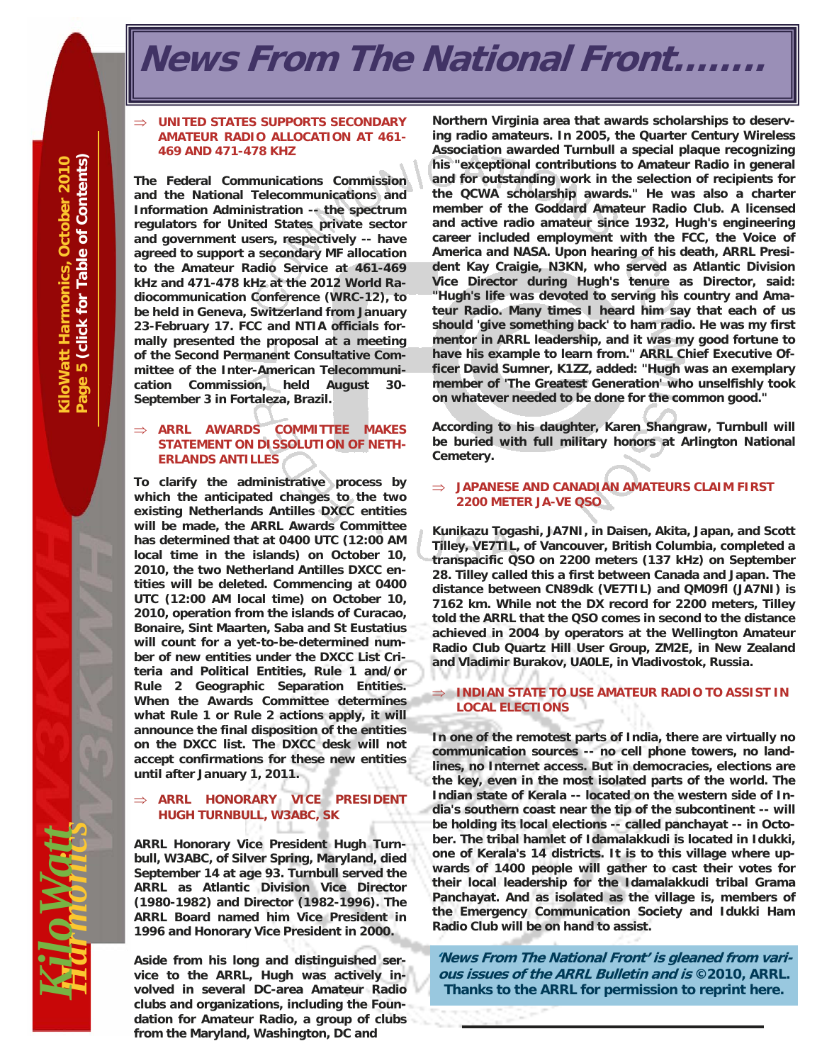# News From The National Front……..

### ⇒ UNITED STATES SUPPORTS SECONDARY AMATEUR RADIO ALLOCATION AT 461-469 AND 471-478 KHZ

**The Federal Communications Commission and the National Telecommunications and Information Administration -- the spectrum regulators for United States private sector and government users, respectively -- have agreed to support a secondary MF allocation to the Amateur Radio Service at 461-469 kHz and 471-478 kHz at the 2012 World Radiocommunication Conference (WRC-12), to be held in Geneva, Switzerland from January 23-February 17. FCC and NTIA officials formally presented the proposal at a meeting of the Second Permanent Consultative Committee of the Inter-American Telecommunication Commission, held August 30-September 3 in Fortaleza, Brazil.**

### ⇒ ARRL AWARDS COMMITTEE MAKES STATEMENT ON DISSOLUTION OF NETHERLANDS ANTILLES

**To clarify the administrative process by which the anticipated changes to the two existing Netherlands Antilles DXCC entities will be made, the ARRL Awards Committee has determined that at 0400 UTC (12:00 AM local time in the islands) on October 10, 2010, the two Netherland Antilles DXCC entities will be deleted. Commencing at 0400 UTC (12:00 AM local time) on October 10, 2010, operation from the islands of Curacao, Bonaire, Sint Maarten, Saba and St Eustatius will count for a yet-to-be-determined number of new entities under the DXCC List Criteria and Political Entities, Rule 1 and/or Rule 2 Geographic Separation Entities. When the Awards Committee determines what Rule 1 or Rule 2 actions apply, it will announce the final disposition of the entities on the DXCC list. The DXCC desk will not accept confirmations for these new entities until after January 1, 2011.**

### ⇒ ARRL HONORARY VICE PRESIDENT HUGH TURNBULL, W3ABC, SK

**ARRL Honorary Vice President Hugh Turnbull, W3ABC, of Silver Spring, Maryland, died September 14 at age 93. Turnbull served the ARRL as Atlantic Division Vice Director (1980-1982) and Director (1982-1996). The ARRL Board named him Vice President in 1996 and Honorary Vice President in 2000.**

**Aside from his long and distinguished service to the ARRL, Hugh was actively involved in several DC-area Amateur Radio clubs and organizations, including the Foundation for Amateur Radio, a group of clubs from the Maryland, Washington, DC and Northern Virginia area that awards scholarships to deserving radio amateurs. In 2005, the Quarter Century Wireless Association awarded Turnbull a special plaque recognizing his "exceptional contributions to Amateur Radio in general and for outstanding work in the selection of recipients for the QCWA scholarship awards." He was also a charter member of the Goddard Amateur Radio Club. A licensed and active radio amateur since 1932, Hugh's engineering career included employment with the FCC, the Voice of America and NASA. Upon hearing of his death, ARRL President Kay Craigie, N3KN, who served as Atlantic Division Vice Director during Hugh's tenure as Director, said: "Hugh's life was devoted to serving his country and Amateur Radio. Many times I heard him say that each of us should 'give something back' to ham radio. He was my first mentor in ARRL leadership, and it was my good fortune to have his example to learn from." ARRL Chief Executive Officer David Sumner, K1ZZ, added: "Hugh was an exemplary member of 'The Greatest Generation' who unselfishly took on whatever needed to be done for the common good."**

**According to his daughter, Karen Shangraw, Turnbull will be buried with full military honors at Arlington National Cemetery.**

### ⇒ JAPANESE AND CANADIAN AMATEURS CLAIM FIRST 2200 METER JA-VE QSO

**Kunikazu Togashi, JA7NI, in Daisen, Akita, Japan, and Scott Tilley, VE7TIL, of Vancouver, British Columbia, completed a transpacific QSO on 2200 meters (137 kHz) on September 28. Tilley called this a first between Canada and Japan. The distance between CN89dk (VE7TIL) and QM09fl (JA7NI) is 7162 km. While not the DX record for 2200 meters, Tilley told the ARRL that the QSO comes in second to the distance achieved in 2004 by operators at the Wellington Amateur Radio Club Quartz Hill User Group, ZM2E, in New Zealand and Vladimir Burakov, UA0LE, in Vladivostok, Russia.**

### ⇒ INDIAN STATE TO USE AMATEUR RADIO TO ASSIST IN LOCAL ELECTIONS

**In one of the remotest parts of India, there are virtually no communication sources -- no cell phone towers, no landlines, no Internet access. But in democracies, elections are the key, even in the most isolated parts of the world. The Indian state of Kerala -- located on the western side of India's southern coast near the tip of the subcontinent -- will be holding its local elections -- called panchayat -- in October. The tribal hamlet of Idamalakkudi is located in Idukki, one of Kerala's 14 districts. It is to this village where upwards of 1400 people will gather to cast their votes for their local leadership for the Idamalakkudi tribal Grama Panchayat. And as isolated as the village is, members of the Emergency Communication Society and Idukki Ham Radio Club will be on hand to assist.**

***'News From The National Front' is gleaned from various issues of the ARRL Bulletin and is* ©2010, ARRL. Thanks to the ARRL for permission to reprint here.**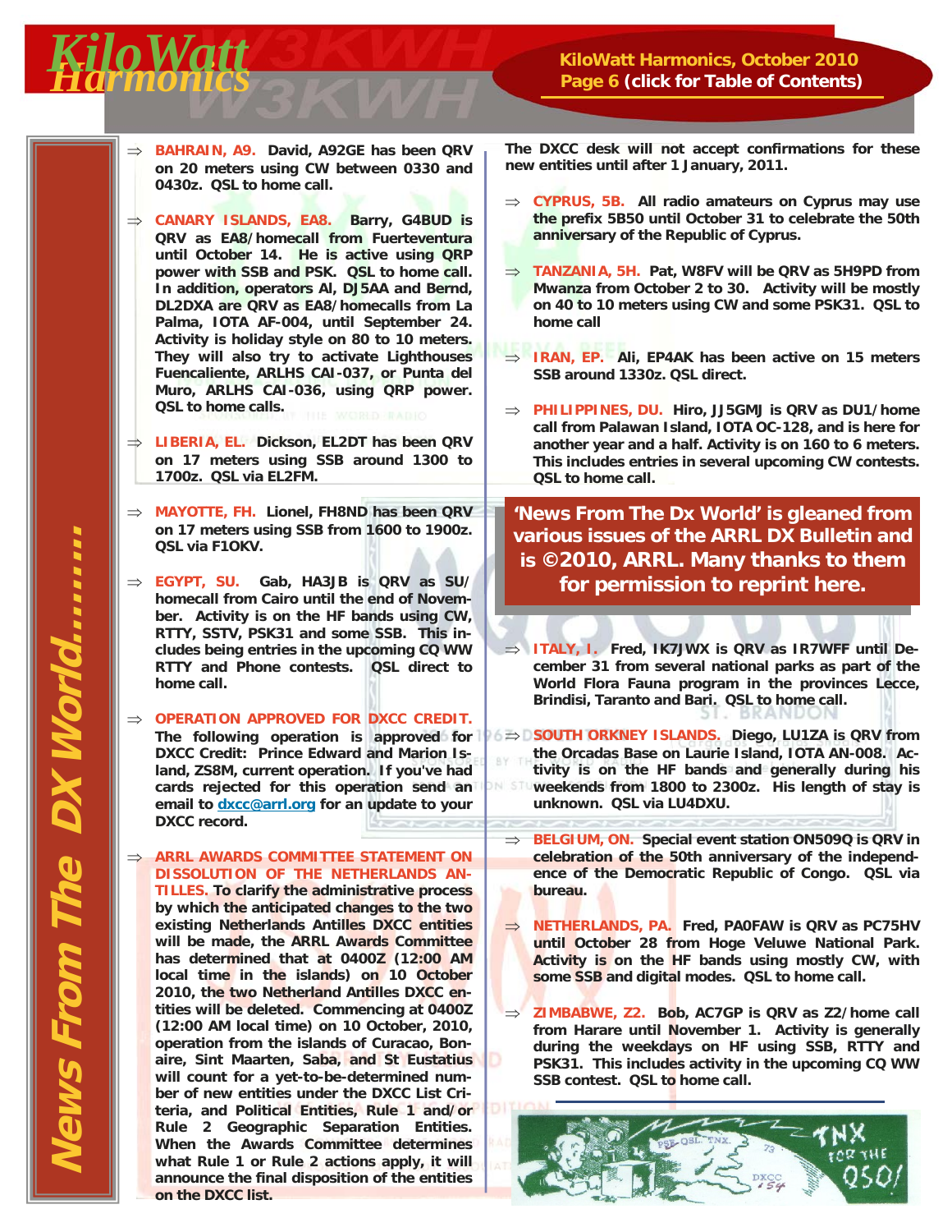## News From The DX World.......

⇒ **BAHRAIN, A9.** David, A92GE has been QRV on 20 meters using CW between 0330 and 0430z. QSL to home call.

⇒ **CANARY ISLANDS, EA8.** Barry, G4BUD is QRV as EA8/homecall from Fuerteventura until October 14. He is active using QRP power with SSB and PSK. QSL to home call. In addition, operators Al, DJ5AA and Bernd, DL2DXA are QRV as EA8/homecalls from La Palma, IOTA AF-004, until September 24. Activity is holiday style on 80 to 10 meters. They will also try to activate Lighthouses Fuencaliente, ARLHS CAI-037, or Punta del Muro, ARLHS CAI-036, using QRP power. QSL to home calls.

⇒ **LIBERIA, EL.** Dickson, EL2DT has been QRV on 17 meters using SSB around 1300 to 1700z. QSL via EL2FM.

⇒ **MAYOTTE, FH.** Lionel, FH8ND has been QRV on 17 meters using SSB from 1600 to 1900z. QSL via F1OKV.

⇒ **EGYPT, SU.** Gab, HA3JB is QRV as SU/homecall from Cairo until the end of November. Activity is on the HF bands using CW, RTTY, SSTV, PSK31 and some SSB. This includes being entries in the upcoming CQ WW RTTY and Phone contests. QSL direct to home call.

⇒ **OPERATION APPROVED FOR DXCC CREDIT.** The following operation is approved for DXCC Credit: Prince Edward and Marion Island, ZS8M, current operation. If you've had cards rejected for this operation send an email to dxcc@arrl.org for an update to your DXCC record.

⇒ **ARRL AWARDS COMMITTEE STATEMENT ON DISSOLUTION OF THE NETHERLANDS ANTILLES.** To clarify the administrative process by which the anticipated changes to the two existing Netherlands Antilles DXCC entities will be made, the ARRL Awards Committee has determined that at 0400Z (12:00 AM local time in the islands) on 10 October 2010, the two Netherland Antilles DXCC entities will be deleted. Commencing at 0400Z (12:00 AM local time) on 10 October, 2010, operation from the islands of Curacao, Bonaire, Sint Maarten, Saba, and St Eustatius will count for a yet-to-be-determined number of new entities under the DXCC List Criteria, and Political Entities, Rule 1 and/or Rule 2 Geographic Separation Entities. When the Awards Committee determines what Rule 1 or Rule 2 actions apply, it will announce the final disposition of the entities on the DXCC list. The DXCC desk will not accept confirmations for these new entities until after 1 January, 2011.

⇒ **CYPRUS, 5B.** All radio amateurs on Cyprus may use the prefix 5B50 until October 31 to celebrate the 50th anniversary of the Republic of Cyprus.

⇒ **TANZANIA, 5H.** Pat, W8FV will be QRV as 5H9PD from Mwanza from October 2 to 30. Activity will be mostly on 40 to 10 meters using CW and some PSK31. QSL to home call

⇒ **IRAN, EP.** Ali, EP4AK has been active on 15 meters SSB around 1330z. QSL direct.

⇒ **PHILIPPINES, DU.** Hiro, JJ5GMJ is QRV as DU1/home call from Palawan Island, IOTA OC-128, and is here for another year and a half. Activity is on 160 to 6 meters. This includes entries in several upcoming CW contests. QSL to home call.

**'News From The Dx World' is gleaned from various issues of the ARRL DX Bulletin and is ©2010, ARRL. Many thanks to them for permission to reprint here.**

⇒ **ITALY, I.** Fred, IK7JWX is QRV as IR7WFF until December 31 from several national parks as part of the World Flora Fauna program in the provinces Lecce, Brindisi, Taranto and Bari. QSL to home call.

⇒ **SOUTH ORKNEY ISLANDS.** Diego, LU1ZA is QRV from the Orcadas Base on Laurie Island, IOTA AN-008. Activity is on the HF bands and generally during his weekends from 1800 to 2300z. His length of stay is unknown. QSL via LU4DXU.

⇒ **BELGIUM, ON.** Special event station ON509Q is QRV in celebration of the 50th anniversary of the independence of the Democratic Republic of Congo. QSL via bureau.

⇒ **NETHERLANDS, PA.** Fred, PA0FAW is QRV as PC75HV until October 28 from Hoge Veluwe National Park. Activity is on the HF bands using mostly CW, with some SSB and digital modes. QSL to home call.

⇒ **ZIMBABWE, Z2.** Bob, AC7GP is QRV as Z2/home call from Harare until November 1. Activity is generally during the weekdays on HF using SSB, RTTY and PSK31. This includes activity in the upcoming CQ WW SSB contest. QSL to home call.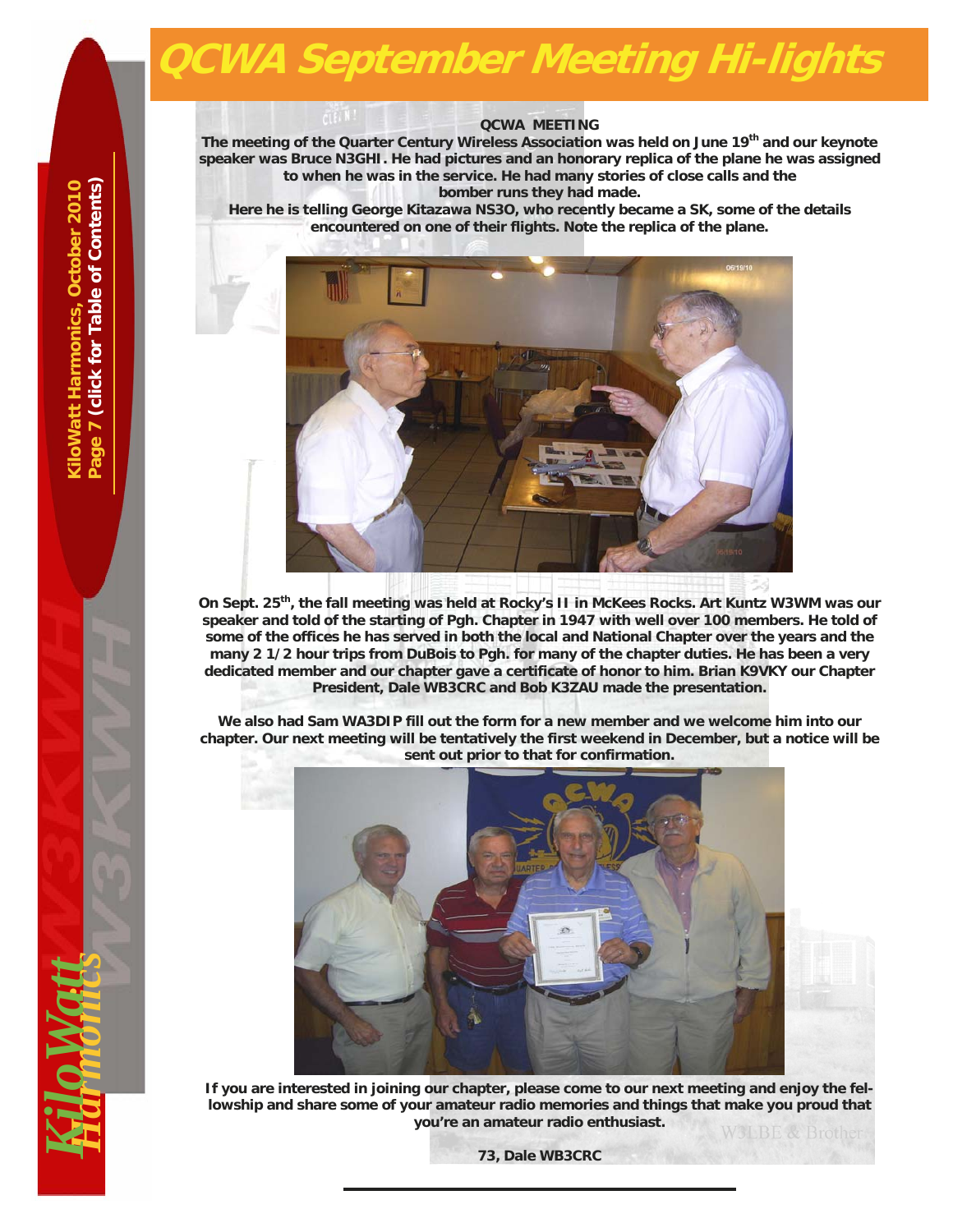# QCWA September Meeting Hi-lights

**QCWA MEETING**

**The meeting of the Quarter Century Wireless Association was held on June 19th and our keynote speaker was Bruce N3GHI. He had pictures and an honorary replica of the plane he was assigned to when he was in the service. He had many stories of close calls and the bomber runs they had made.**

**Here he is telling George Kitazawa NS3O, who recently became a SK, some of the details encountered on one of their flights. Note the replica of the plane.**

**On Sept. 25th, the fall meeting was held at Rocky's II in McKees Rocks. Art Kuntz W3WM was our speaker and told of the starting of Pgh. Chapter in 1947 with well over 100 members. He told of some of the offices he has served in both the local and National Chapter over the years and the many 2 1/2 hour trips from DuBois to Pgh. for many of the chapter duties. He has been a very dedicated member and our chapter gave a certificate of honor to him. Brian K9VKY our Chapter President, Dale WB3CRC and Bob K3ZAU made the presentation.**

**We also had Sam WA3DIP fill out the form for a new member and we welcome him into our chapter. Our next meeting will be tentatively the first weekend in December, but a notice will be sent out prior to that for confirmation.**

**If you are interested in joining our chapter, please come to our next meeting and enjoy the fellowship and share some of your amateur radio memories and things that make you proud that you're an amateur radio enthusiast.**

**73, Dale WB3CRC**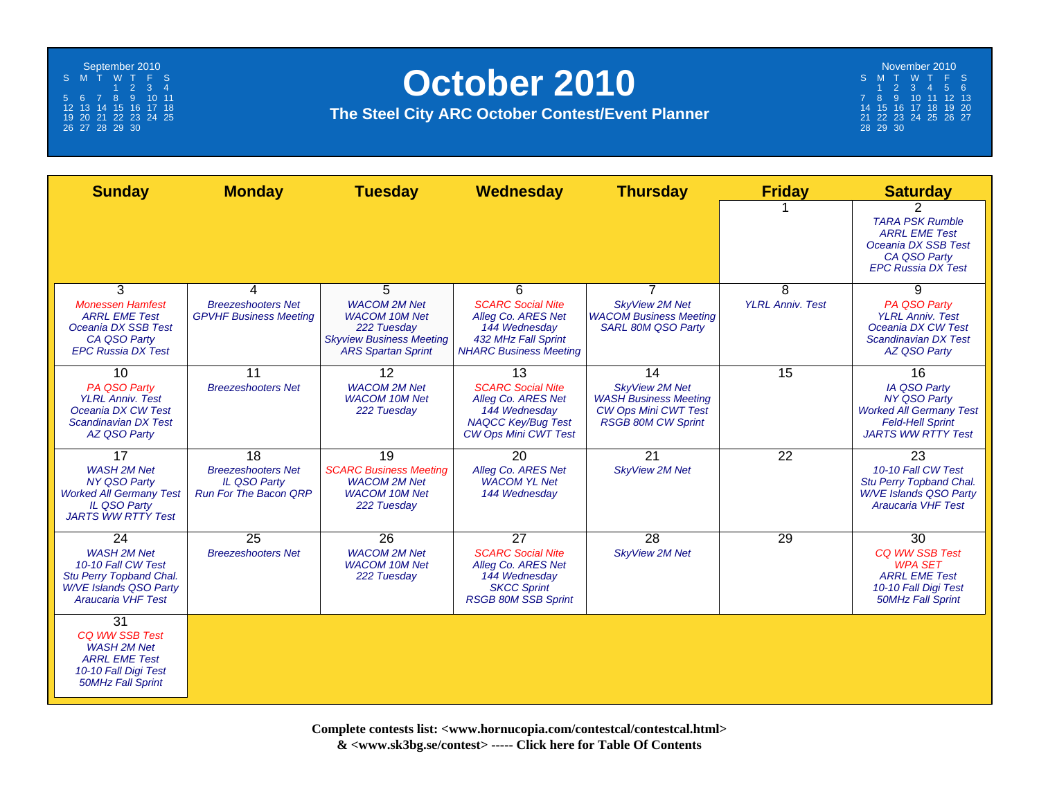# October 2010

## The Steel City ARC October Contest/Event Planner

**September 2010**

| S | M | T | W | T | F | S |
|---|---|---|---|---|---|---|
| | | | 1 | 2 | 3 | 4 |
| 5 | 6 | 7 | 8 | 9 | 10 | 11 |
| 12 | 13 | 14 | 15 | 16 | 17 | 18 |
| 19 | 20 | 21 | 22 | 23 | 24 | 25 |
| 26 | 27 | 28 | 29 | 30 | | |

**November 2010**

| S | M | T | W | T | F | S |
|---|---|---|---|---|---|---|
| | 1 | 2 | 3 | 4 | 5 | 6 |
| 7 | 8 | 9 | 10 | 11 | 12 | 13 |
| 14 | 15 | 16 | 17 | 18 | 19 | 20 |
| 21 | 22 | 23 | 24 | 25 | 26 | 27 |
| 28 | 29 | 30 | | | | |

| Sunday | Monday | Tuesday | Wednesday | Thursday | Friday | Saturday |
|---|---|---|---|---|---|---|
| | | | | | 1 | 2<br>*TARA PSK Rumble*<br>*ARRL EME Test*<br>*Oceania DX SSB Test*<br>*CA QSO Party*<br>*EPC Russia DX Test* |
| 3<br>*Monessen Hamfest*<br>*ARRL EME Test*<br>*Oceania DX SSB Test*<br>*CA QSO Party*<br>*EPC Russia DX Test* | 4<br>*Breezeshooters Net*<br>*GPVHF Business Meeting* | 5<br>*WACOM 2M Net*<br>*WACOM 10M Net*<br>*222 Tuesday*<br>*Skyview Business Meeting*<br>*ARS Spartan Sprint* | 6<br>*SCARC Social Nite*<br>*Alleg Co. ARES Net*<br>*144 Wednesday*<br>*432 MHz Fall Sprint*<br>*NHARC Business Meeting* | 7<br>*SkyView 2M Net*<br>*WACOM Business Meeting*<br>*SARL 80M QSO Party* | 8<br>*YLRL Anniv. Test* | 9<br>*PA QSO Party*<br>*YLRL Anniv. Test*<br>*Oceania DX CW Test*<br>*Scandinavian DX Test*<br>*AZ QSO Party* |
| 10<br>*PA QSO Party*<br>*YLRL Anniv. Test*<br>*Oceania DX CW Test*<br>*Scandinavian DX Test*<br>*AZ QSO Party* | 11<br>*Breezeshooters Net* | 12<br>*WACOM 2M Net*<br>*WACOM 10M Net*<br>*222 Tuesday* | 13<br>*SCARC Social Nite*<br>*Alleg Co. ARES Net*<br>*144 Wednesday*<br>*NAQCC Key/Bug Test*<br>*CW Ops Mini CWT Test* | 14<br>*SkyView 2M Net*<br>*WASH Business Meeting*<br>*CW Ops Mini CWT Test*<br>*RSGB 80M CW Sprint* | 15 | 16<br>*IA QSO Party*<br>*NY QSO Party*<br>*Worked All Germany Test*<br>*Feld-Hell Sprint*<br>*JARTS WW RTTY Test* |
| 17<br>*WASH 2M Net*<br>*NY QSO Party*<br>*Worked All Germany Test*<br>*IL QSO Party*<br>*JARTS WW RTTY Test* | 18<br>*Breezeshooters Net*<br>*IL QSO Party*<br>*Run For The Bacon QRP* | 19<br>*SCARC Business Meeting*<br>*WACOM 2M Net*<br>*WACOM 10M Net*<br>*222 Tuesday* | 20<br>*Alleg Co. ARES Net*<br>*WACOM YL Net*<br>*144 Wednesday* | 21<br>*SkyView 2M Net* | 22 | 23<br>*10-10 Fall CW Test*<br>*Stu Perry Topband Chal.*<br>*W/VE Islands QSO Party*<br>*Araucaria VHF Test* |
| 24<br>*WASH 2M Net*<br>*10-10 Fall CW Test*<br>*Stu Perry Topband Chal.*<br>*W/VE Islands QSO Party*<br>*Araucaria VHF Test* | 25<br>*Breezeshooters Net* | 26<br>*WACOM 2M Net*<br>*WACOM 10M Net*<br>*222 Tuesday* | 27<br>*SCARC Social Nite*<br>*Alleg Co. ARES Net*<br>*144 Wednesday*<br>*SKCC Sprint*<br>*RSGB 80M SSB Sprint* | 28<br>*SkyView 2M Net* | 29 | 30<br>*CQ WW SSB Test*<br>*WPA SET*<br>*ARRL EME Test*<br>*10-10 Fall Digi Test*<br>*50MHz Fall Sprint* |
| 31<br>*CQ WW SSB Test*<br>*WASH 2M Net*<br>*ARRL EME Test*<br>*10-10 Fall Digi Test*<br>*50MHz Fall Sprint* | | | | | | |

**Complete contests list: <www.hornucopia.com/contestcal/contestcal.html>**
**& <www.sk3bg.se/contest> ----- Click here for Table Of Contents**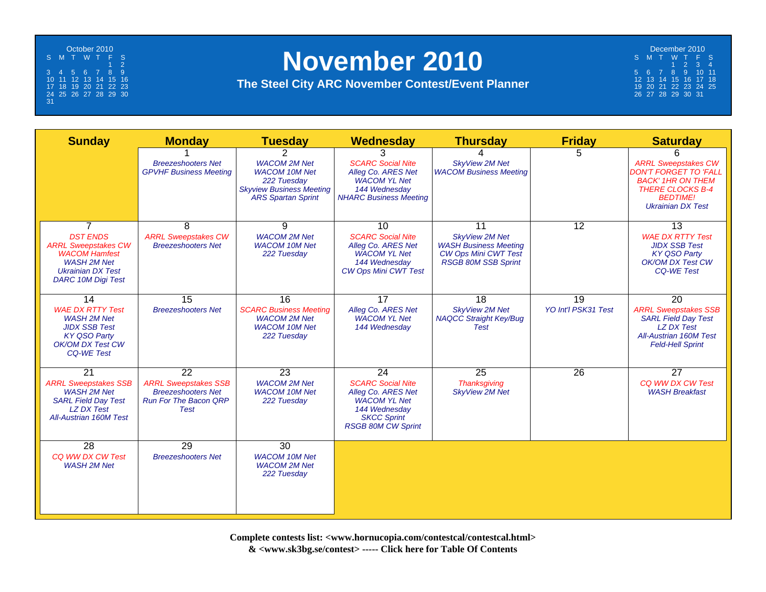# November 2010

## The Steel City ARC November Contest/Event Planner

**October 2010**

| S | M | T | W | T | F | S |
|---|---|---|---|---|---|---|
| | | | | | 1 | 2 |
| 3 | 4 | 5 | 6 | 7 | 8 | 9 |
| 10 | 11 | 12 | 13 | 14 | 15 | 16 |
| 17 | 18 | 19 | 20 | 21 | 22 | 23 |
| 24 | 25 | 26 | 27 | 28 | 29 | 30 |
| 31 | | | | | | |

**December 2010**

| S | M | T | W | T | F | S |
|---|---|---|---|---|---|---|
| | | | 1 | 2 | 3 | 4 |
| 5 | 6 | 7 | 8 | 9 | 10 | 11 |
| 12 | 13 | 14 | 15 | 16 | 17 | 18 |
| 19 | 20 | 21 | 22 | 23 | 24 | 25 |
| 26 | 27 | 28 | 29 | 30 | 31 | |

| Sunday | Monday | Tuesday | Wednesday | Thursday | Friday | Saturday |
|---|---|---|---|---|---|---|
| | 1<br>*Breezeshooters Net*<br>*GPVHF Business Meeting* | 2<br>*WACOM 2M Net*<br>*WACOM 10M Net*<br>*222 Tuesday*<br>*Skyview Business Meeting*<br>*ARS Spartan Sprint* | 3<br>*SCARC Social Nite*<br>*Alleg Co. ARES Net*<br>*WACOM YL Net*<br>*144 Wednesday*<br>*NHARC Business Meeting* | 4<br>*SkyView 2M Net*<br>*WACOM Business Meeting* | 5 | 6<br>*ARRL Sweepstakes CW*<br>*DON'T FORGET TO 'FALL BACK' 1HR ON THEM THERE CLOCKS B-4 BEDTIME!*<br>*Ukrainian DX Test* |
| 7<br>*DST ENDS*<br>*ARRL Sweepstakes CW*<br>*WACOM Hamfest*<br>*WASH 2M Net*<br>*Ukrainian DX Test*<br>*DARC 10M Digi Test* | 8<br>*ARRL Sweepstakes CW*<br>*Breezeshooters Net* | 9<br>*WACOM 2M Net*<br>*WACOM 10M Net*<br>*222 Tuesday* | 10<br>*SCARC Social Nite*<br>*Alleg Co. ARES Net*<br>*WACOM YL Net*<br>*144 Wednesday*<br>*CW Ops Mini CWT Test* | 11<br>*SkyView 2M Net*<br>*WASH Business Meeting*<br>*CW Ops Mini CWT Test*<br>*RSGB 80M SSB Sprint* | 12 | 13<br>*WAE DX RTTY Test*<br>*JIDX SSB Test*<br>*KY QSO Party*<br>*OK/OM DX Test CW*<br>*CQ-WE Test* |
| 14<br>*WAE DX RTTY Test*<br>*WASH 2M Net*<br>*JIDX SSB Test*<br>*KY QSO Party*<br>*OK/OM DX Test CW*<br>*CQ-WE Test* | 15<br>*Breezeshooters Net* | 16<br>*SCARC Business Meeting*<br>*WACOM 2M Net*<br>*WACOM 10M Net*<br>*222 Tuesday* | 17<br>*Alleg Co. ARES Net*<br>*WACOM YL Net*<br>*144 Wednesday* | 18<br>*SkyView 2M Net*<br>*NAQCC Straight Key/Bug Test* | 19<br>*YO Int'l PSK31 Test* | 20<br>*ARRL Sweepstakes SSB*<br>*SARL Field Day Test*<br>*LZ DX Test*<br>*All-Austrian 160M Test*<br>*Feld-Hell Sprint* |
| 21<br>*ARRL Sweepstakes SSB*<br>*WASH 2M Net*<br>*SARL Field Day Test*<br>*LZ DX Test*<br>*All-Austrian 160M Test* | 22<br>*ARRL Sweepstakes SSB*<br>*Breezeshooters Net*<br>*Run For The Bacon QRP Test* | 23<br>*WACOM 2M Net*<br>*WACOM 10M Net*<br>*222 Tuesday* | 24<br>*SCARC Social Nite*<br>*Alleg Co. ARES Net*<br>*WACOM YL Net*<br>*144 Wednesday*<br>*SKCC Sprint*<br>*RSGB 80M CW Sprint* | 25<br>*Thanksgiving*<br>*SkyView 2M Net* | 26 | 27<br>*CQ WW DX CW Test*<br>*WASH Breakfast* |
| 28<br>*CQ WW DX CW Test*<br>*WASH 2M Net* | 29<br>*Breezeshooters Net* | 30<br>*WACOM 10M Net*<br>*WACOM 2M Net*<br>*222 Tuesday* | | | | |

**Complete contests list: <www.hornucopia.com/contestcal/contestcal.html> & <www.sk3bg.se/contest> ----- Click here for Table Of Contents**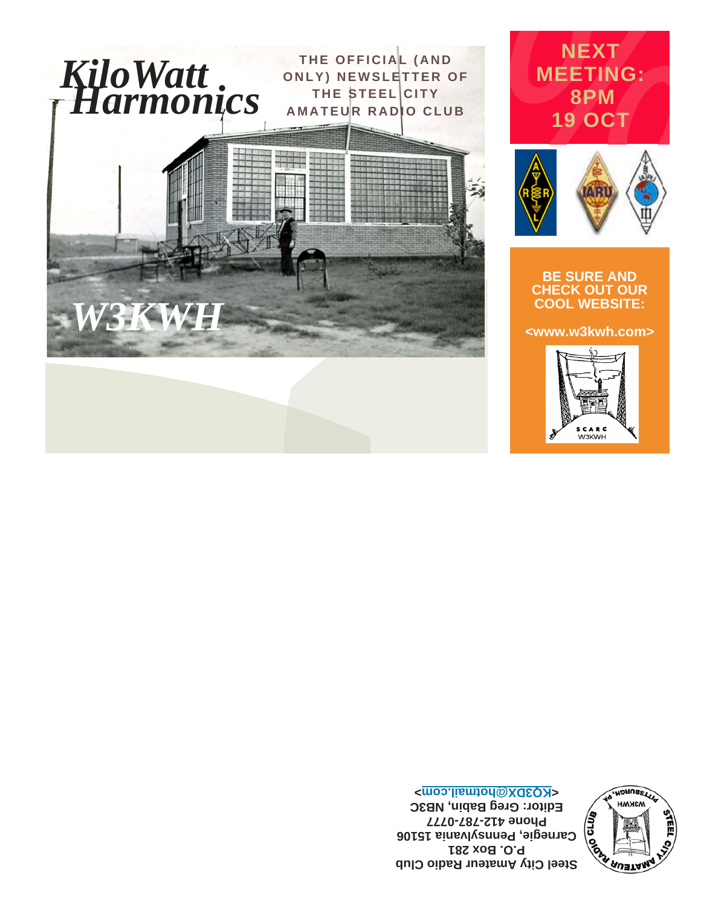# KiloWatt Harmonics

THE OFFICIAL (AND ONLY) NEWSLETTER OF THE STEEL CITY AMATEUR RADIO CLUB

W3KWH

**NEXT MEETING: 8PM 19 OCT**

**BE SURE AND CHECK OUT OUR COOL WEBSITE:**

**<www.w3kwh.com>**

SCARC
W3KWH

**Steel City Amateur Radio Club**
**P.O. Box 281**
**Carnegie, Pennsylvania 15106**
**Phone 412-787-0777**
**Editor: Greg Babin, NB3C**
**<KQ3DX@hotmail.com>**